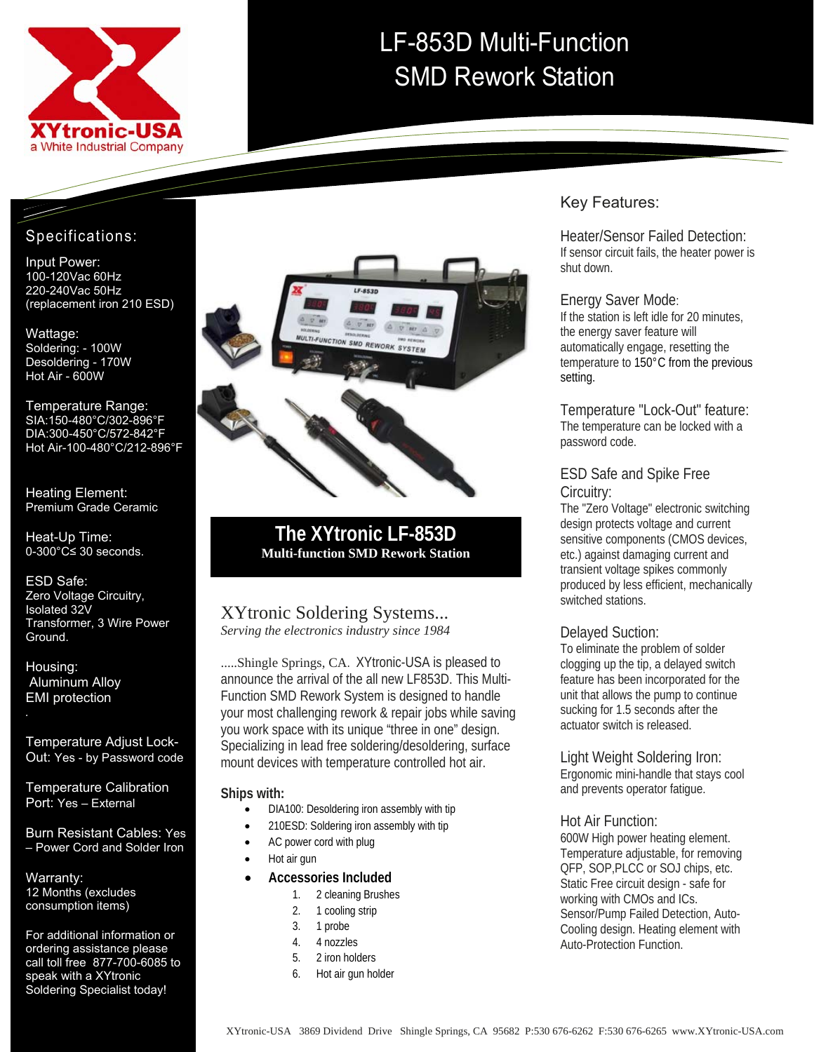XYtronic-USA
a White Industrial Company

# LF-853D Multi-Function SMD Rework Station

## Specifications:

Input Power:
100-120Vac 60Hz
220-240Vac 50Hz
(replacement iron 210 ESD)

Wattage:
Soldering: - 100W
Desoldering - 170W
Hot Air - 600W

Temperature Range:
SIA:150-480°C/302-896°F
DIA:300-450°C/572-842°F
Hot Air-100-480°C/212-896°F

Heating Element:
Premium Grade Ceramic

Heat-Up Time:
0-300°C≤ 30 seconds.

ESD Safe:
Zero Voltage Circuitry, Isolated 32V Transformer, 3 Wire Power Ground.

Housing:
Aluminum Alloy
EMI protection

Temperature Adjust Lock-Out: Yes - by Password code

Temperature Calibration Port: Yes – External

Burn Resistant Cables: Yes – Power Cord and Solder Iron

Warranty:
12 Months (excludes consumption items)

For additional information or ordering assistance please call toll free 877-700-6085 to speak with a XYtronic Soldering Specialist today!

## The XYtronic LF-853D

**Multi-function SMD Rework Station**

## XYtronic Soldering Systems...

*Serving the electronics industry since 1984*

.....Shingle Springs, CA. XYtronic-USA is pleased to announce the arrival of the all new LF853D. This Multi-Function SMD Rework System is designed to handle your most challenging rework & repair jobs while saving you work space with its unique "three in one" design. Specializing in lead free soldering/desoldering, surface mount devices with temperature controlled hot air.

**Ships with:**

- DIA100: Desoldering iron assembly with tip
- 210ESD: Soldering iron assembly with tip
- AC power cord with plug
- Hot air gun
- **Accessories Included**
  1. 2 cleaning Brushes
  2. 1 cooling strip
  3. 1 probe
  4. 4 nozzles
  5. 2 iron holders
  6. Hot air gun holder

## Key Features:

### Heater/Sensor Failed Detection:
If sensor circuit fails, the heater power is shut down.

### Energy Saver Mode:
If the station is left idle for 20 minutes, the energy saver feature will automatically engage, resetting the temperature to 150°C from the previous setting.

### Temperature "Lock-Out" feature:
The temperature can be locked with a password code.

### ESD Safe and Spike Free Circuitry:
The "Zero Voltage" electronic switching design protects voltage and current sensitive components (CMOS devices, etc.) against damaging current and transient voltage spikes commonly produced by less efficient, mechanically switched stations.

### Delayed Suction:
To eliminate the problem of solder clogging up the tip, a delayed switch feature has been incorporated for the unit that allows the pump to continue sucking for 1.5 seconds after the actuator switch is released.

### Light Weight Soldering Iron:
Ergonomic mini-handle that stays cool and prevents operator fatigue.

### Hot Air Function:
600W High power heating element. Temperature adjustable, for removing QFP, SOP,PLCC or SOJ chips, etc. Static Free circuit design - safe for working with CMOs and ICs. Sensor/Pump Failed Detection, Auto-Cooling design. Heating element with Auto-Protection Function.

XYtronic-USA 3869 Dividend Drive Shingle Springs, CA 95682 P:530 676-6262 F:530 676-6265 www.XYtronic-USA.com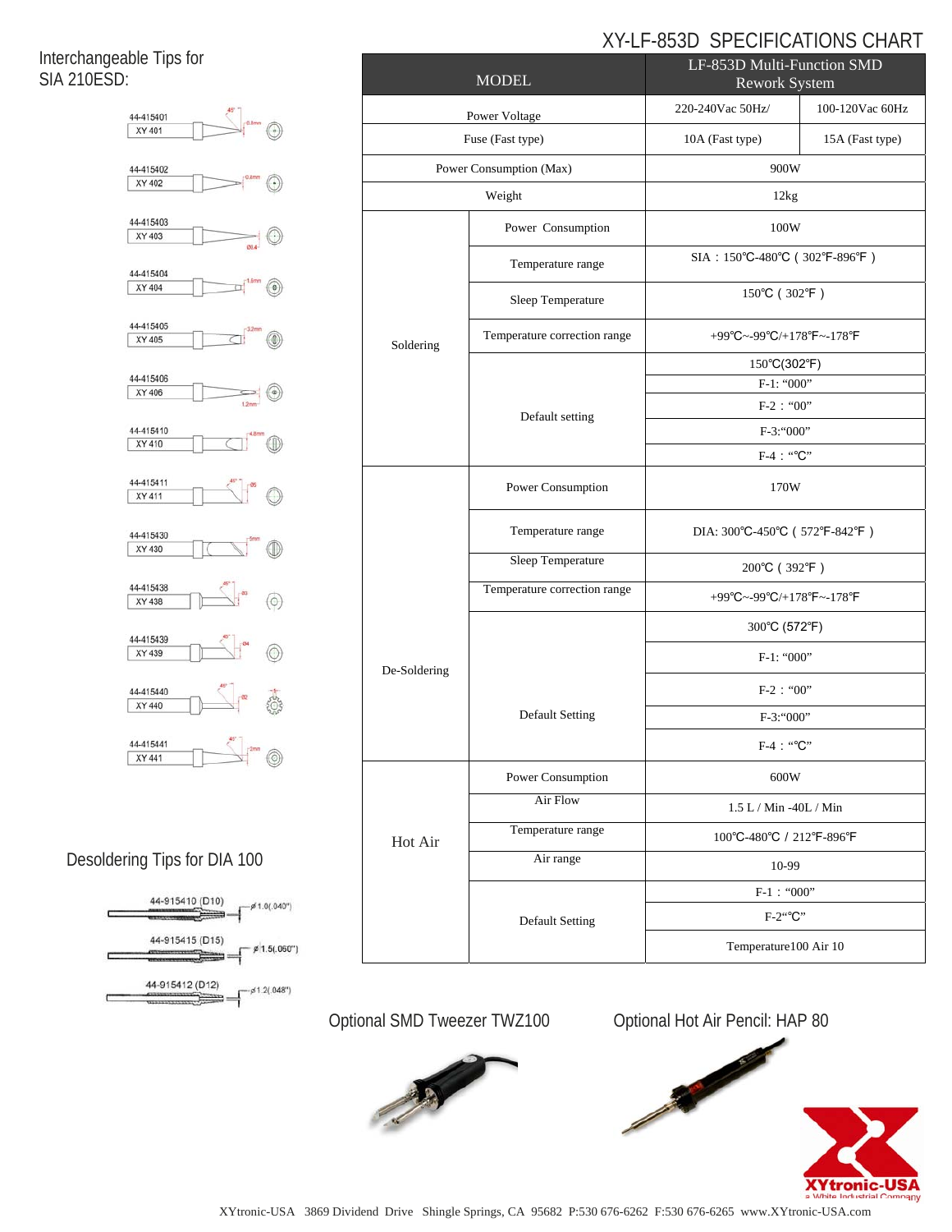# XY-LF-853D SPECIFICATIONS CHART

| MODEL | | LF-853D Multi-Function SMD Rework System | |
|---|---|---|---|
| Power Voltage | | 220-240Vac 50Hz/ | 100-120Vac 60Hz |
| Fuse (Fast type) | | 10A (Fast type) | 15A (Fast type) |
| Power Consumption (Max) | | 900W | |
| Weight | | 12kg | |
| Soldering | Power Consumption | 100W | |
| | Temperature range | SIA：150℃-480℃（302℉-896℉） | |
| | Sleep Temperature | 150℃（302℉） | |
| | Temperature correction range | +99℃~-99℃/+178℉~-178℉ | |
| | Default setting | 150℃(302℉) | |
| | | F-1: “000” | |
| | | F-2：“00” | |
| | | F-3:“000” | |
| | | F-4：“℃” | |
| De-Soldering | Power Consumption | 170W | |
| | Temperature range | DIA: 300℃-450℃（572℉-842℉） | |
| | Sleep Temperature | 200℃（392℉） | |
| | Temperature correction range | +99℃~-99℃/+178℉~-178℉ | |
| | Default Setting | 300℃ (572℉) | |
| | | F-1: “000” | |
| | | F-2：“00” | |
| | | F-3:“000” | |
| | | F-4：“℃” | |
| Hot Air | Power Consumption | 600W | |
| | Air Flow | 1.5 L / Min -40L / Min | |
| | Temperature range | 100℃-480℃ / 212℉-896℉ | |
| | Air range | 10-99 | |
| | Default Setting | F-1：“000” | |
| | | F-2“℃” | |
| | | Temperature100 Air 10 | |

## Interchangeable Tips for SIA 210ESD:

- 44-415401 XY 401 (0.5mm, 45°)
- 44-415402 XY 402 (0.8mm)
- 44-415403 XY 403 (Ø0.4)
- 44-415404 XY 404 (1.6mm)
- 44-415405 XY 405 (3.2mm)
- 44-415406 XY 406 (1.2mm)
- 44-415410 XY 410 (4.8mm)
- 44-415411 XY 411 (45°, Ø5)
- 44-415430 XY 430 (5mm)
- 44-415438 XY 438 (45°, Ø3)
- 44-415439 XY 439 (45°, Ø4)
- 44-415440 XY 440 (45°, Ø2)
- 44-415441 XY 441 (45°, 2mm)

## Desoldering Tips for DIA 100

- 44-915410 (D10) ø1.0(.040")
- 44-915415 (D15) ø1.5(.060")
- 44-915412 (D12) ø1.2(.048")

## Optional SMD Tweezer TWZ100

## Optional Hot Air Pencil: HAP 80

XYtronic-USA
a White Industrial Company

XYtronic-USA 3869 Dividend Drive Shingle Springs, CA 95682 P:530 676-6262 F:530 676-6265 www.XYtronic-USA.com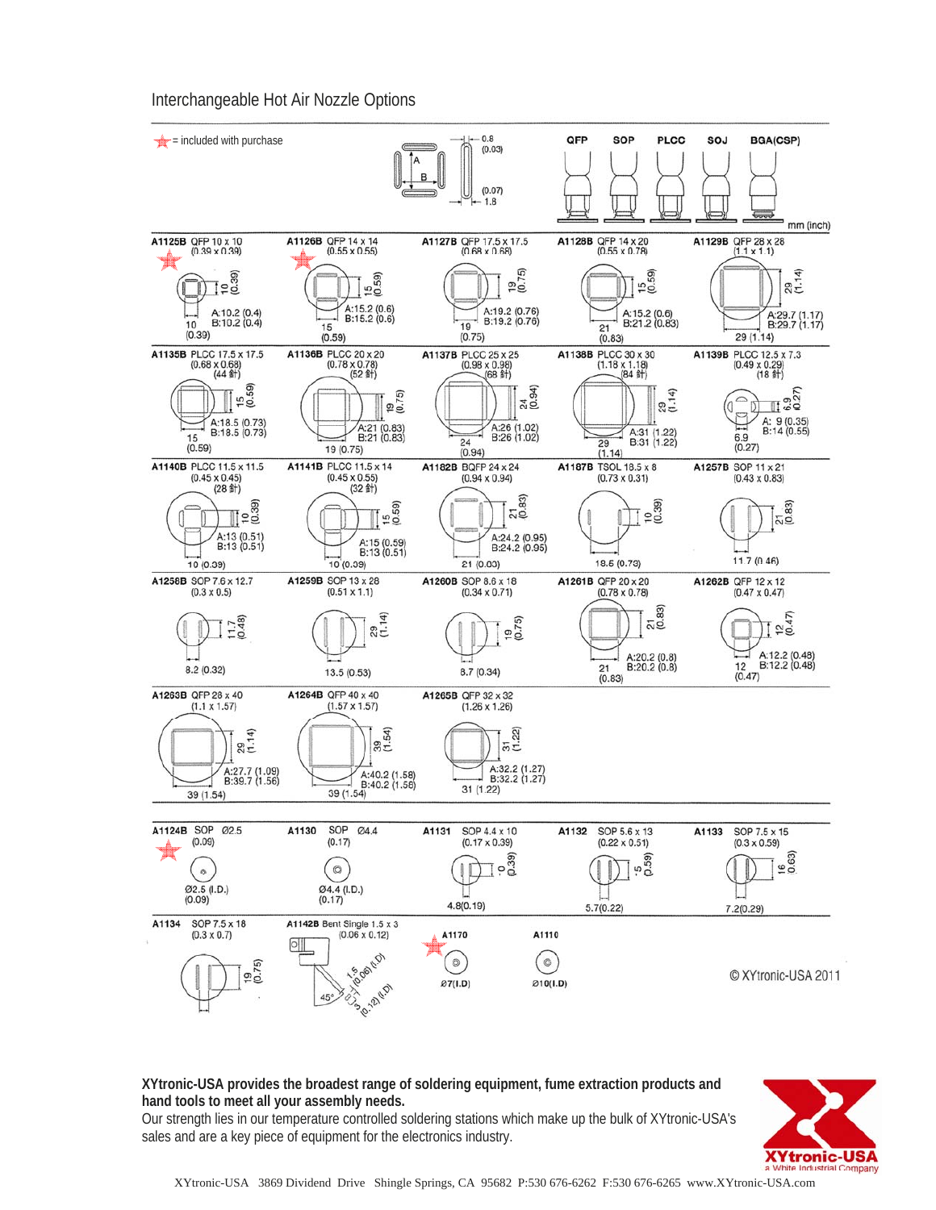## Interchangeable Hot Air Nozzle Options

★ = included with purchase

Nozzle types: QFP, SOP, PLCC, SOJ, BGA(CSP) — mm (inch)

Slot dimensions: 0.8 (0.03), 1.8 (0.07)

| Model | Type | Size | Dimensions |
|---|---|---|---|
| A1125B ★ | QFP | 10 x 10 (0.39 x 0.39) | 10 (0.39); A:10.2 (0.4) B:10.2 (0.4); 10 (0.39) |
| A1126B ★ | QFP | 14 x 14 (0.55 x 0.55) | 15 (0.59); A:15.2 (0.6) B:15.2 (0.6); 15 (0.59) |
| A1127B | QFP | 17.5 x 17.5 (0.68 x 0.68) | 19 (0.75); A:19.2 (0.76) B:19.2 (0.76); 19 (0.75) |
| A1128B | QFP | 14 x 20 (0.55 x 0.78) | 15 (0.59); A:15.2 (0.6) B:21.2 (0.83); 21 (0.83) |
| A1129B | QFP | 28 x 28 (1.1 x 1.1) | 29 (1.14); A:29.7 (1.17) B:29.7 (1.17); 29 (1.14) |
| A1135B | PLCC | 17.5 x 17.5 (0.68 x 0.68) (44 針) | 15 (0.59); A:18.5 (0.73) B:18.5 (0.73); 15 (0.59) |
| A1136B | PLCC | 20 x 20 (0.78 x 0.78) (52 針) | 19 (0.75); A:21 (0.83) B:21 (0.83); 19 (0.75) |
| A1137B | PLCC | 25 x 25 (0.98 x 0.98) (68 針) | 24 (0.94); A:26 (1.02) B:26 (1.02); 24 (0.94) |
| A1138B | PLCC | 30 x 30 (1.18 x 1.18) (84 針) | 29 (1.14); A:31 (1.22) B:31 (1.22); 29 (1.14) |
| A1139B | PLCC | 12.5 x 7.3 (0.49 x 0.29) (18 針) | 6.9 (0.27); A: 9 (0.35) B:14 (0.55); 6.9 (0.27) |
| A1140B | PLCC | 11.5 x 11.5 (0.45 x 0.45) (28 針) | 10 (0.39); A:13 (0.51) B:13 (0.51); 10 (0.39) |
| A1141B | PLCC | 11.5 x 14 (0.45 x 0.55) (32 針) | 15 (0.59); A:15 (0.59) B:13 (0.51); 10 (0.39) |
| A1182B | BQFP | 24 x 24 (0.94 x 0.94) | 21 (0.83); A:24.2 (0.95) B:24.2 (0.95); 21 (0.83) |
| A1187B | TSOL | 18.5 x 8 (0.73 x 0.31) | 10 (0.39); 18.5 (0.73) |
| A1257B | SOP | 11 x 21 (0.43 x 0.83) | 21 (0.83); 11.7 (0.46) |
| A1258B | SOP | 7.6 x 12.7 (0.3 x 0.5) | 11.7 (0.48); 8.2 (0.32) |
| A1259B | SOP | 13 x 28 (0.51 x 1.1) | 29 (1.14); 13.5 (0.53) |
| A1260B | SOP | 8.6 x 18 (0.34 x 0.71) | 19 (0.75); 8.7 (0.34) |
| A1261B | QFP | 20 x 20 (0.78 x 0.78) | 21 (0.83); A:20.2 (0.8) B:20.2 (0.8); 21 (0.83) |
| A1262B | QFP | 12 x 12 (0.47 x 0.47) | 12 (0.47); A:12.2 (0.48) B:12.2 (0.48); 12 (0.47) |
| A1263B | QFP | 28 x 40 (1.1 x 1.57) | 29 (1.14); A:27.7 (1.09) B:39.7 (1.56); 39 (1.54) |
| A1264B | QFP | 40 x 40 (1.57 x 1.57) | 39 (1.54); A:40.2 (1.58) B:40.2 (1.58); 39 (1.54) |
| A1265B | QFP | 32 x 32 (1.26 x 1.26) | 31 (1.22); A:32.2 (1.27) B:32.2 (1.27); 31 (1.22) |
| A1124B ★ | SOP | Ø2.5 (0.09) | Ø2.5 (I.D.) (0.09) |
| A1130 | SOP | Ø4.4 (0.17) | Ø4.4 (I.D.) (0.17) |
| A1131 | SOP | 4.4 x 10 (0.17 x 0.39) | 10 (0.39); 4.8 (0.19) |
| A1132 | SOP | 5.6 x 13 (0.22 x 0.51) | 15 (0.59); 5.7 (0.22) |
| A1133 | SOP | 7.5 x 15 (0.3 x 0.59) | 16 (0.63); 7.2 (0.29) |
| A1134 | SOP | 7.5 x 18 (0.3 x 0.7) | 19 (0.75) |
| A1142B | Bent Single | 1.5 x 3 (0.06 x 0.12) | 1.5 (0.06) (I.D); 3 (0.12) (I.D); 45° |
| A1170 ★ | | | Ø7 (I.D) |
| A1110 | | | Ø10 (I.D) |

© XYtronic-USA 2011

**XYtronic-USA provides the broadest range of soldering equipment, fume extraction products and hand tools to meet all your assembly needs.**

Our strength lies in our temperature controlled soldering stations which make up the bulk of XYtronic-USA's sales and are a key piece of equipment for the electronics industry.

XYtronic-USA
a White Industrial Company

XYtronic-USA 3869 Dividend Drive Shingle Springs, CA 95682 P:530 676-6262 F:530 676-6265 www.XYtronic-USA.com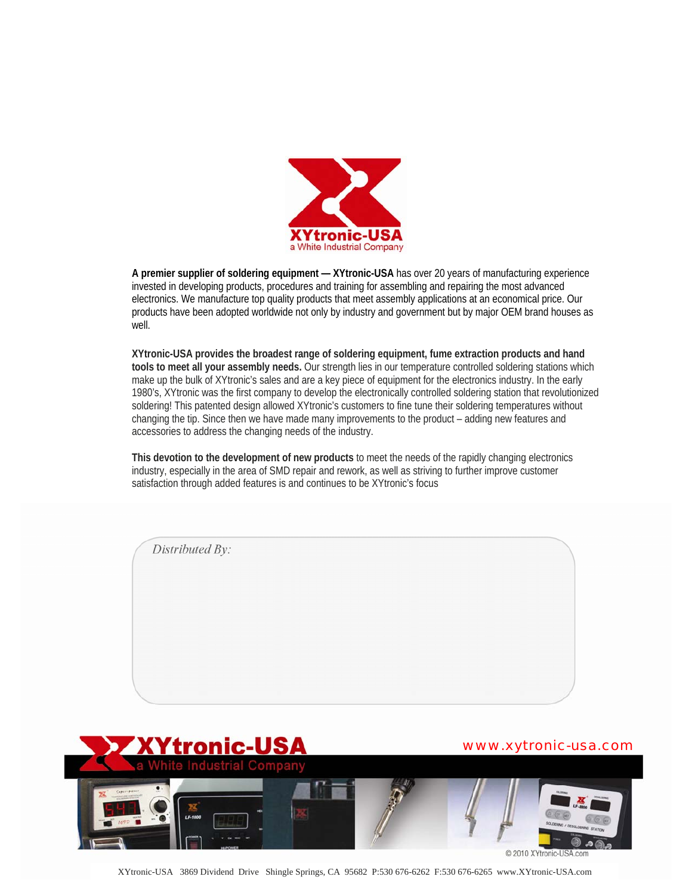XYtronic-USA
a White Industrial Company

**A premier supplier of soldering equipment — XYtronic-USA** has over 20 years of manufacturing experience invested in developing products, procedures and training for assembling and repairing the most advanced electronics. We manufacture top quality products that meet assembly applications at an economical price. Our products have been adopted worldwide not only by industry and government but by major OEM brand houses as well.

**XYtronic-USA provides the broadest range of soldering equipment, fume extraction products and hand tools to meet all your assembly needs.** Our strength lies in our temperature controlled soldering stations which make up the bulk of XYtronic's sales and are a key piece of equipment for the electronics industry. In the early 1980's, XYtronic was the first company to develop the electronically controlled soldering station that revolutionized soldering! This patented design allowed XYtronic's customers to fine tune their soldering temperatures without changing the tip. Since then we have made many improvements to the product – adding new features and accessories to address the changing needs of the industry.

**This devotion to the development of new products** to meet the needs of the rapidly changing electronics industry, especially in the area of SMD repair and rework, as well as striving to further improve customer satisfaction through added features is and continues to be XYtronic's focus

*Distributed By:*

XYtronic-USA
a White Industrial Company

www.xytronic-usa.com

© 2010 XYtronic-USA.com

XYtronic-USA 3869 Dividend Drive Shingle Springs, CA 95682 P:530 676-6262 F:530 676-6265 www.XYtronic-USA.com